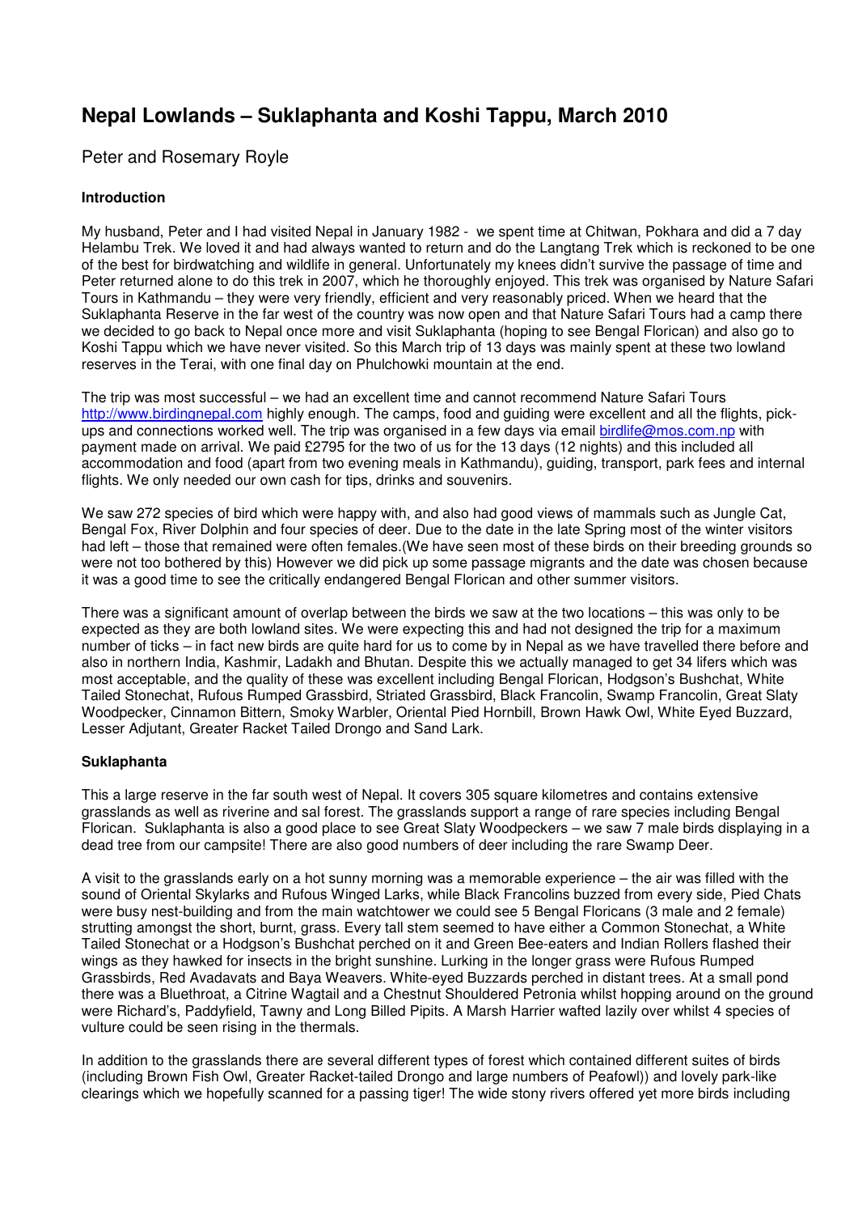# Nepal Lowlands – Suklaphanta and Koshi Tappu, March 2010

Peter and Rosemary Royle

**Introduction**

My husband, Peter and I had visited Nepal in January 1982 - we spent time at Chitwan, Pokhara and did a 7 day Helambu Trek. We loved it and had always wanted to return and do the Langtang Trek which is reckoned to be one of the best for birdwatching and wildlife in general. Unfortunately my knees didn't survive the passage of time and Peter returned alone to do this trek in 2007, which he thoroughly enjoyed. This trek was organised by Nature Safari Tours in Kathmandu – they were very friendly, efficient and very reasonably priced. When we heard that the Suklaphanta Reserve in the far west of the country was now open and that Nature Safari Tours had a camp there we decided to go back to Nepal once more and visit Suklaphanta (hoping to see Bengal Florican) and also go to Koshi Tappu which we have never visited. So this March trip of 13 days was mainly spent at these two lowland reserves in the Terai, with one final day on Phulchowki mountain at the end.

The trip was most successful – we had an excellent time and cannot recommend Nature Safari Tours http://www.birdingnepal.com highly enough. The camps, food and guiding were excellent and all the flights, pick-ups and connections worked well. The trip was organised in a few days via email birdlife@mos.com.np with payment made on arrival. We paid £2795 for the two of us for the 13 days (12 nights) and this included all accommodation and food (apart from two evening meals in Kathmandu), guiding, transport, park fees and internal flights. We only needed our own cash for tips, drinks and souvenirs.

We saw 272 species of bird which were happy with, and also had good views of mammals such as Jungle Cat, Bengal Fox, River Dolphin and four species of deer. Due to the date in the late Spring most of the winter visitors had left – those that remained were often females.(We have seen most of these birds on their breeding grounds so were not too bothered by this) However we did pick up some passage migrants and the date was chosen because it was a good time to see the critically endangered Bengal Florican and other summer visitors.

There was a significant amount of overlap between the birds we saw at the two locations – this was only to be expected as they are both lowland sites. We were expecting this and had not designed the trip for a maximum number of ticks – in fact new birds are quite hard for us to come by in Nepal as we have travelled there before and also in northern India, Kashmir, Ladakh and Bhutan. Despite this we actually managed to get 34 lifers which was most acceptable, and the quality of these was excellent including Bengal Florican, Hodgson's Bushchat, White Tailed Stonechat, Rufous Rumped Grassbird, Striated Grassbird, Black Francolin, Swamp Francolin, Great Slaty Woodpecker, Cinnamon Bittern, Smoky Warbler, Oriental Pied Hornbill, Brown Hawk Owl, White Eyed Buzzard, Lesser Adjutant, Greater Racket Tailed Drongo and Sand Lark.

**Suklaphanta**

This a large reserve in the far south west of Nepal. It covers 305 square kilometres and contains extensive grasslands as well as riverine and sal forest. The grasslands support a range of rare species including Bengal Florican. Suklaphanta is also a good place to see Great Slaty Woodpeckers – we saw 7 male birds displaying in a dead tree from our campsite! There are also good numbers of deer including the rare Swamp Deer.

A visit to the grasslands early on a hot sunny morning was a memorable experience – the air was filled with the sound of Oriental Skylarks and Rufous Winged Larks, while Black Francolins buzzed from every side, Pied Chats were busy nest-building and from the main watchtower we could see 5 Bengal Floricans (3 male and 2 female) strutting amongst the short, burnt, grass. Every tall stem seemed to have either a Common Stonechat, a White Tailed Stonechat or a Hodgson's Bushchat perched on it and Green Bee-eaters and Indian Rollers flashed their wings as they hawked for insects in the bright sunshine. Lurking in the longer grass were Rufous Rumped Grassbirds, Red Avadavats and Baya Weavers. White-eyed Buzzards perched in distant trees. At a small pond there was a Bluethroat, a Citrine Wagtail and a Chestnut Shouldered Petronia whilst hopping around on the ground were Richard's, Paddyfield, Tawny and Long Billed Pipits. A Marsh Harrier wafted lazily over whilst 4 species of vulture could be seen rising in the thermals.

In addition to the grasslands there are several different types of forest which contained different suites of birds (including Brown Fish Owl, Greater Racket-tailed Drongo and large numbers of Peafowl)) and lovely park-like clearings which we hopefully scanned for a passing tiger! The wide stony rivers offered yet more birds including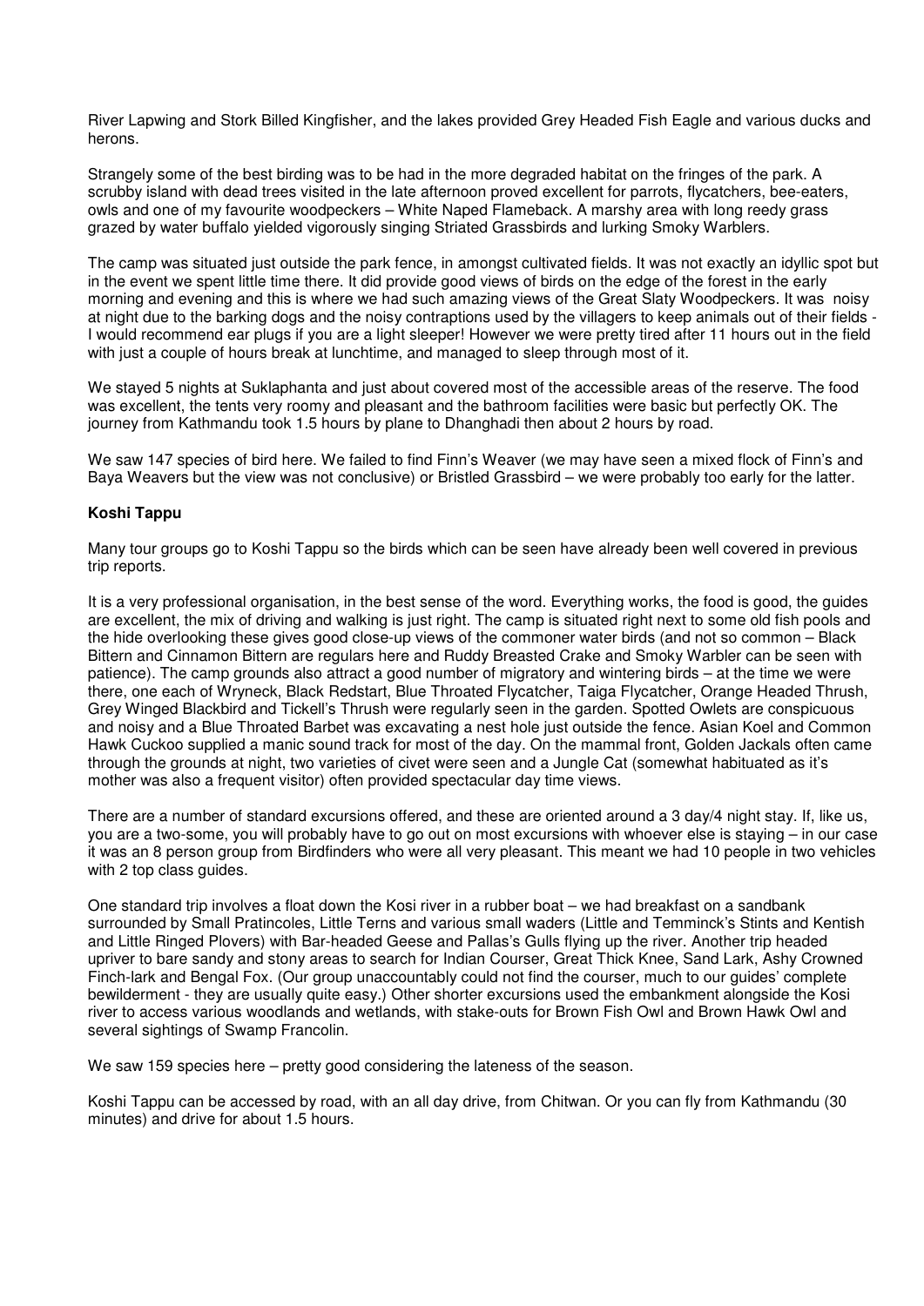River Lapwing and Stork Billed Kingfisher, and the lakes provided Grey Headed Fish Eagle and various ducks and herons.

Strangely some of the best birding was to be had in the more degraded habitat on the fringes of the park. A scrubby island with dead trees visited in the late afternoon proved excellent for parrots, flycatchers, bee-eaters, owls and one of my favourite woodpeckers – White Naped Flameback. A marshy area with long reedy grass grazed by water buffalo yielded vigorously singing Striated Grassbirds and lurking Smoky Warblers.

The camp was situated just outside the park fence, in amongst cultivated fields. It was not exactly an idyllic spot but in the event we spent little time there. It did provide good views of birds on the edge of the forest in the early morning and evening and this is where we had such amazing views of the Great Slaty Woodpeckers. It was noisy at night due to the barking dogs and the noisy contraptions used by the villagers to keep animals out of their fields - I would recommend ear plugs if you are a light sleeper! However we were pretty tired after 11 hours out in the field with just a couple of hours break at lunchtime, and managed to sleep through most of it.

We stayed 5 nights at Suklaphanta and just about covered most of the accessible areas of the reserve. The food was excellent, the tents very roomy and pleasant and the bathroom facilities were basic but perfectly OK. The journey from Kathmandu took 1.5 hours by plane to Dhanghadi then about 2 hours by road.

We saw 147 species of bird here. We failed to find Finn's Weaver (we may have seen a mixed flock of Finn's and Baya Weavers but the view was not conclusive) or Bristled Grassbird – we were probably too early for the latter.

**Koshi Tappu**

Many tour groups go to Koshi Tappu so the birds which can be seen have already been well covered in previous trip reports.

It is a very professional organisation, in the best sense of the word. Everything works, the food is good, the guides are excellent, the mix of driving and walking is just right. The camp is situated right next to some old fish pools and the hide overlooking these gives good close-up views of the commoner water birds (and not so common – Black Bittern and Cinnamon Bittern are regulars here and Ruddy Breasted Crake and Smoky Warbler can be seen with patience). The camp grounds also attract a good number of migratory and wintering birds – at the time we were there, one each of Wryneck, Black Redstart, Blue Throated Flycatcher, Taiga Flycatcher, Orange Headed Thrush, Grey Winged Blackbird and Tickell's Thrush were regularly seen in the garden. Spotted Owlets are conspicuous and noisy and a Blue Throated Barbet was excavating a nest hole just outside the fence. Asian Koel and Common Hawk Cuckoo supplied a manic sound track for most of the day. On the mammal front, Golden Jackals often came through the grounds at night, two varieties of civet were seen and a Jungle Cat (somewhat habituated as it's mother was also a frequent visitor) often provided spectacular day time views.

There are a number of standard excursions offered, and these are oriented around a 3 day/4 night stay. If, like us, you are a two-some, you will probably have to go out on most excursions with whoever else is staying – in our case it was an 8 person group from Birdfinders who were all very pleasant. This meant we had 10 people in two vehicles with 2 top class guides.

One standard trip involves a float down the Kosi river in a rubber boat – we had breakfast on a sandbank surrounded by Small Pratincoles, Little Terns and various small waders (Little and Temminck's Stints and Kentish and Little Ringed Plovers) with Bar-headed Geese and Pallas's Gulls flying up the river. Another trip headed upriver to bare sandy and stony areas to search for Indian Courser, Great Thick Knee, Sand Lark, Ashy Crowned Finch-lark and Bengal Fox. (Our group unaccountably could not find the courser, much to our guides' complete bewilderment - they are usually quite easy.) Other shorter excursions used the embankment alongside the Kosi river to access various woodlands and wetlands, with stake-outs for Brown Fish Owl and Brown Hawk Owl and several sightings of Swamp Francolin.

We saw 159 species here – pretty good considering the lateness of the season.

Koshi Tappu can be accessed by road, with an all day drive, from Chitwan. Or you can fly from Kathmandu (30 minutes) and drive for about 1.5 hours.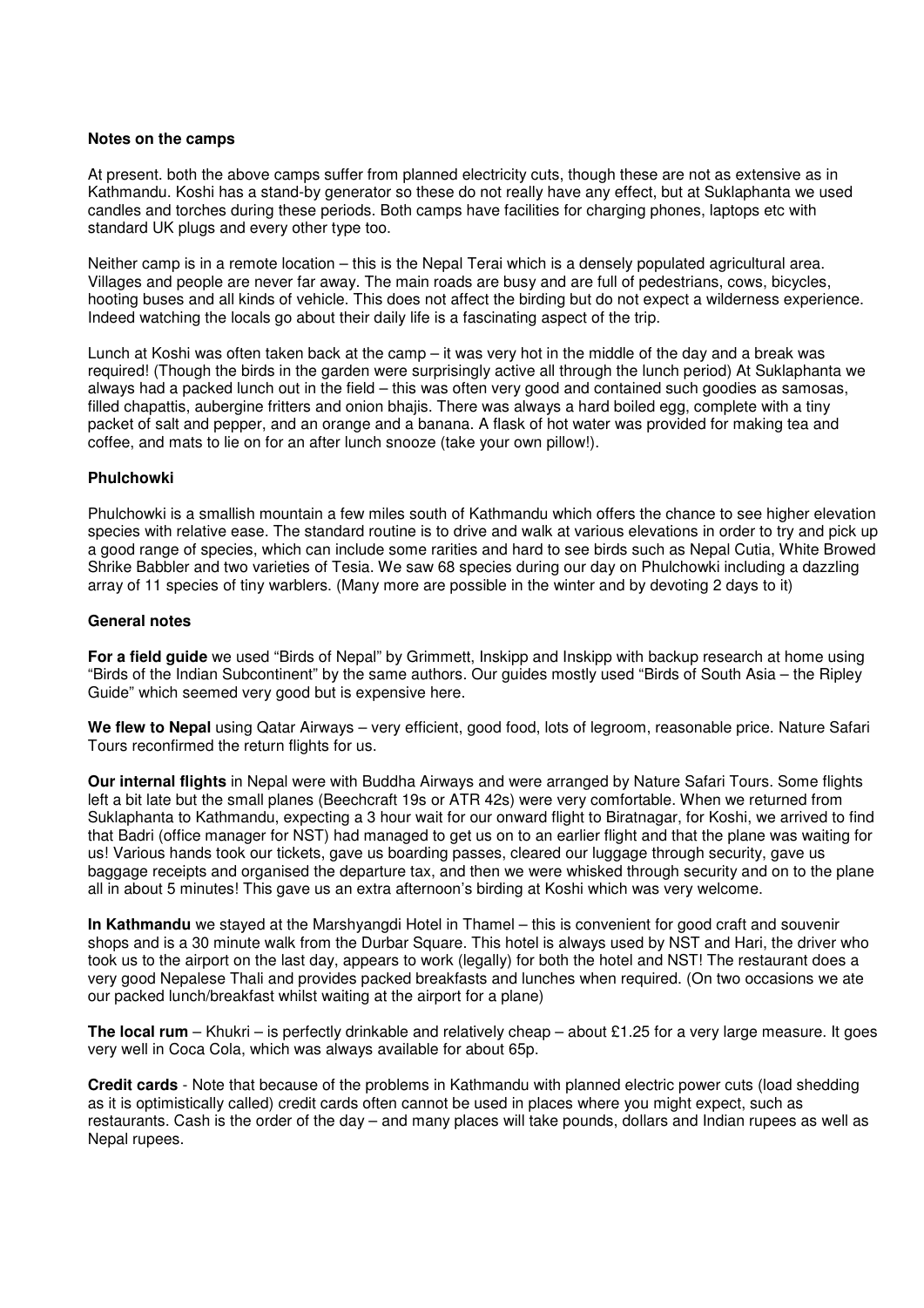**Notes on the camps**

At present. both the above camps suffer from planned electricity cuts, though these are not as extensive as in Kathmandu. Koshi has a stand-by generator so these do not really have any effect, but at Suklaphanta we used candles and torches during these periods. Both camps have facilities for charging phones, laptops etc with standard UK plugs and every other type too.

Neither camp is in a remote location – this is the Nepal Terai which is a densely populated agricultural area. Villages and people are never far away. The main roads are busy and are full of pedestrians, cows, bicycles, hooting buses and all kinds of vehicle. This does not affect the birding but do not expect a wilderness experience. Indeed watching the locals go about their daily life is a fascinating aspect of the trip.

Lunch at Koshi was often taken back at the camp – it was very hot in the middle of the day and a break was required! (Though the birds in the garden were surprisingly active all through the lunch period) At Suklaphanta we always had a packed lunch out in the field – this was often very good and contained such goodies as samosas, filled chapattis, aubergine fritters and onion bhajis. There was always a hard boiled egg, complete with a tiny packet of salt and pepper, and an orange and a banana. A flask of hot water was provided for making tea and coffee, and mats to lie on for an after lunch snooze (take your own pillow!).

**Phulchowki**

Phulchowki is a smallish mountain a few miles south of Kathmandu which offers the chance to see higher elevation species with relative ease. The standard routine is to drive and walk at various elevations in order to try and pick up a good range of species, which can include some rarities and hard to see birds such as Nepal Cutia, White Browed Shrike Babbler and two varieties of Tesia. We saw 68 species during our day on Phulchowki including a dazzling array of 11 species of tiny warblers. (Many more are possible in the winter and by devoting 2 days to it)

**General notes**

**For a field guide** we used “Birds of Nepal” by Grimmett, Inskipp and Inskipp with backup research at home using “Birds of the Indian Subcontinent” by the same authors. Our guides mostly used “Birds of South Asia – the Ripley Guide” which seemed very good but is expensive here.

**We flew to Nepal** using Qatar Airways – very efficient, good food, lots of legroom, reasonable price. Nature Safari Tours reconfirmed the return flights for us.

**Our internal flights** in Nepal were with Buddha Airways and were arranged by Nature Safari Tours. Some flights left a bit late but the small planes (Beechcraft 19s or ATR 42s) were very comfortable. When we returned from Suklaphanta to Kathmandu, expecting a 3 hour wait for our onward flight to Biratnagar, for Koshi, we arrived to find that Badri (office manager for NST) had managed to get us on to an earlier flight and that the plane was waiting for us! Various hands took our tickets, gave us boarding passes, cleared our luggage through security, gave us baggage receipts and organised the departure tax, and then we were whisked through security and on to the plane all in about 5 minutes! This gave us an extra afternoon's birding at Koshi which was very welcome.

**In Kathmandu** we stayed at the Marshyangdi Hotel in Thamel – this is convenient for good craft and souvenir shops and is a 30 minute walk from the Durbar Square. This hotel is always used by NST and Hari, the driver who took us to the airport on the last day, appears to work (legally) for both the hotel and NST! The restaurant does a very good Nepalese Thali and provides packed breakfasts and lunches when required. (On two occasions we ate our packed lunch/breakfast whilst waiting at the airport for a plane)

**The local rum** – Khukri – is perfectly drinkable and relatively cheap – about £1.25 for a very large measure. It goes very well in Coca Cola, which was always available for about 65p.

**Credit cards** - Note that because of the problems in Kathmandu with planned electric power cuts (load shedding as it is optimistically called) credit cards often cannot be used in places where you might expect, such as restaurants. Cash is the order of the day – and many places will take pounds, dollars and Indian rupees as well as Nepal rupees.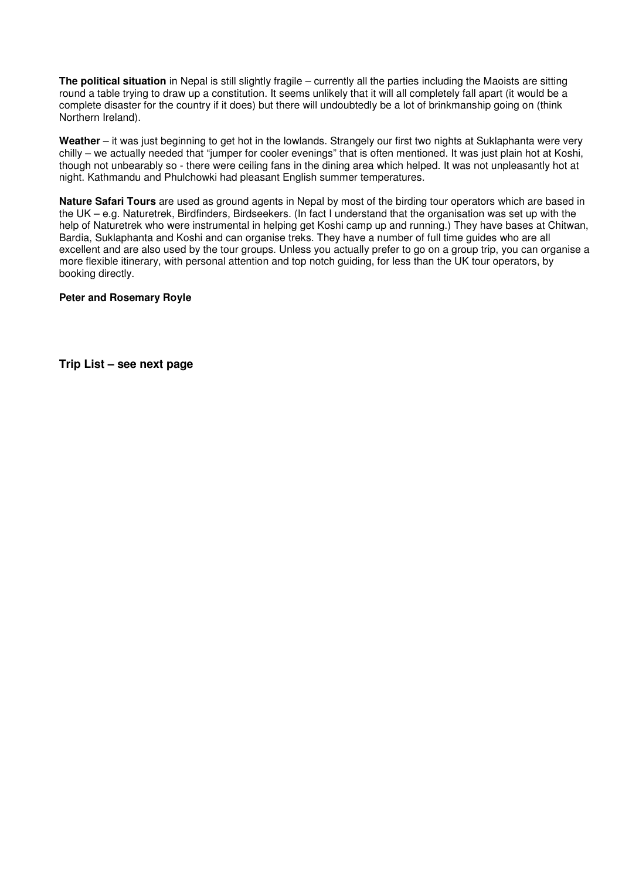**The political situation** in Nepal is still slightly fragile – currently all the parties including the Maoists are sitting round a table trying to draw up a constitution. It seems unlikely that it will all completely fall apart (it would be a complete disaster for the country if it does) but there will undoubtedly be a lot of brinkmanship going on (think Northern Ireland).

**Weather** – it was just beginning to get hot in the lowlands. Strangely our first two nights at Suklaphanta were very chilly – we actually needed that "jumper for cooler evenings" that is often mentioned. It was just plain hot at Koshi, though not unbearably so - there were ceiling fans in the dining area which helped. It was not unpleasantly hot at night. Kathmandu and Phulchowki had pleasant English summer temperatures.

**Nature Safari Tours** are used as ground agents in Nepal by most of the birding tour operators which are based in the UK – e.g. Naturetrek, Birdfinders, Birdseekers. (In fact I understand that the organisation was set up with the help of Naturetrek who were instrumental in helping get Koshi camp up and running.) They have bases at Chitwan, Bardia, Suklaphanta and Koshi and can organise treks. They have a number of full time guides who are all excellent and are also used by the tour groups. Unless you actually prefer to go on a group trip, you can organise a more flexible itinerary, with personal attention and top notch guiding, for less than the UK tour operators, by booking directly.

**Peter and Rosemary Royle**

**Trip List – see next page**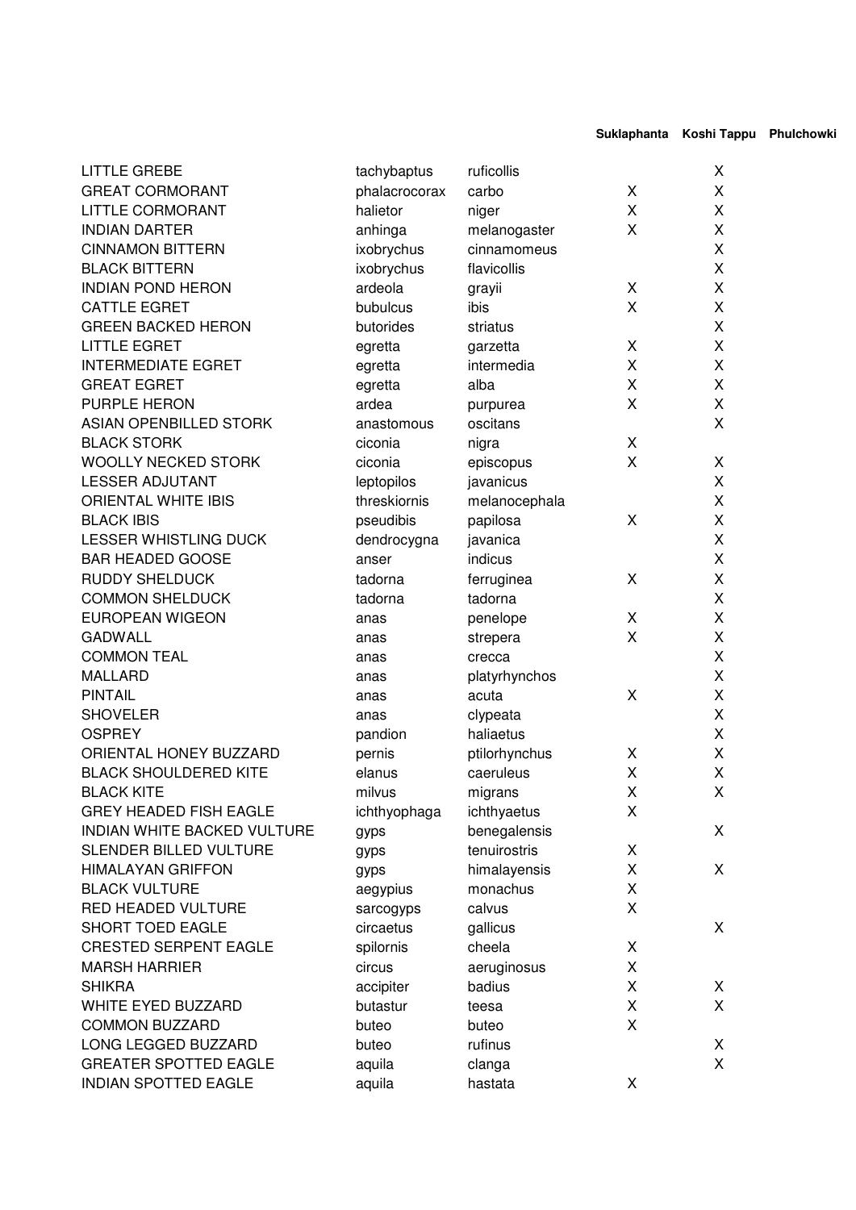| | | | Suklaphanta | Koshi Tappu | Phulchowki |
|---|---|---|---|---|---|
| LITTLE GREBE | tachybaptus | ruficollis | | X | |
| GREAT CORMORANT | phalacrocorax | carbo | X | X | |
| LITTLE CORMORANT | halietor | niger | X | X | |
| INDIAN DARTER | anhinga | melanogaster | X | X | |
| CINNAMON BITTERN | ixobrychus | cinnamomeus | | X | |
| BLACK BITTERN | ixobrychus | flavicollis | | X | |
| INDIAN POND HERON | ardeola | grayii | X | X | |
| CATTLE EGRET | bubulcus | ibis | X | X | |
| GREEN BACKED HERON | butorides | striatus | | X | |
| LITTLE EGRET | egretta | garzetta | X | X | |
| INTERMEDIATE EGRET | egretta | intermedia | X | X | |
| GREAT EGRET | egretta | alba | X | X | |
| PURPLE HERON | ardea | purpurea | X | X | |
| ASIAN OPENBILLED STORK | anastomous | oscitans | | X | |
| BLACK STORK | ciconia | nigra | X | | |
| WOOLLY NECKED STORK | ciconia | episcopus | X | X | |
| LESSER ADJUTANT | leptopilos | javanicus | | X | |
| ORIENTAL WHITE IBIS | threskiornis | melanocephala | | X | |
| BLACK IBIS | pseudibis | papilosa | X | X | |
| LESSER WHISTLING DUCK | dendrocygna | javanica | | X | |
| BAR HEADED GOOSE | anser | indicus | | X | |
| RUDDY SHELDUCK | tadorna | ferruginea | X | X | |
| COMMON SHELDUCK | tadorna | tadorna | | X | |
| EUROPEAN WIGEON | anas | penelope | X | X | |
| GADWALL | anas | strepera | X | X | |
| COMMON TEAL | anas | crecca | | X | |
| MALLARD | anas | platyrhynchos | | X | |
| PINTAIL | anas | acuta | X | X | |
| SHOVELER | anas | clypeata | | X | |
| OSPREY | pandion | haliaetus | | X | |
| ORIENTAL HONEY BUZZARD | pernis | ptilorhynchus | X | X | |
| BLACK SHOULDERED KITE | elanus | caeruleus | X | X | |
| BLACK KITE | milvus | migrans | X | X | |
| GREY HEADED FISH EAGLE | ichthyophaga | ichthyaetus | X | | |
| INDIAN WHITE BACKED VULTURE | gyps | benegalensis | | X | |
| SLENDER BILLED VULTURE | gyps | tenuirostris | X | | |
| HIMALAYAN GRIFFON | gyps | himalayensis | X | X | |
| BLACK VULTURE | aegypius | monachus | X | | |
| RED HEADED VULTURE | sarcogyps | calvus | X | | |
| SHORT TOED EAGLE | circaetus | gallicus | | X | |
| CRESTED SERPENT EAGLE | spilornis | cheela | X | | |
| MARSH HARRIER | circus | aeruginosus | X | | |
| SHIKRA | accipiter | badius | X | X | |
| WHITE EYED BUZZARD | butastur | teesa | X | X | |
| COMMON BUZZARD | buteo | buteo | X | | |
| LONG LEGGED BUZZARD | buteo | rufinus | | X | |
| GREATER SPOTTED EAGLE | aquila | clanga | | X | |
| INDIAN SPOTTED EAGLE | aquila | hastata | X | | |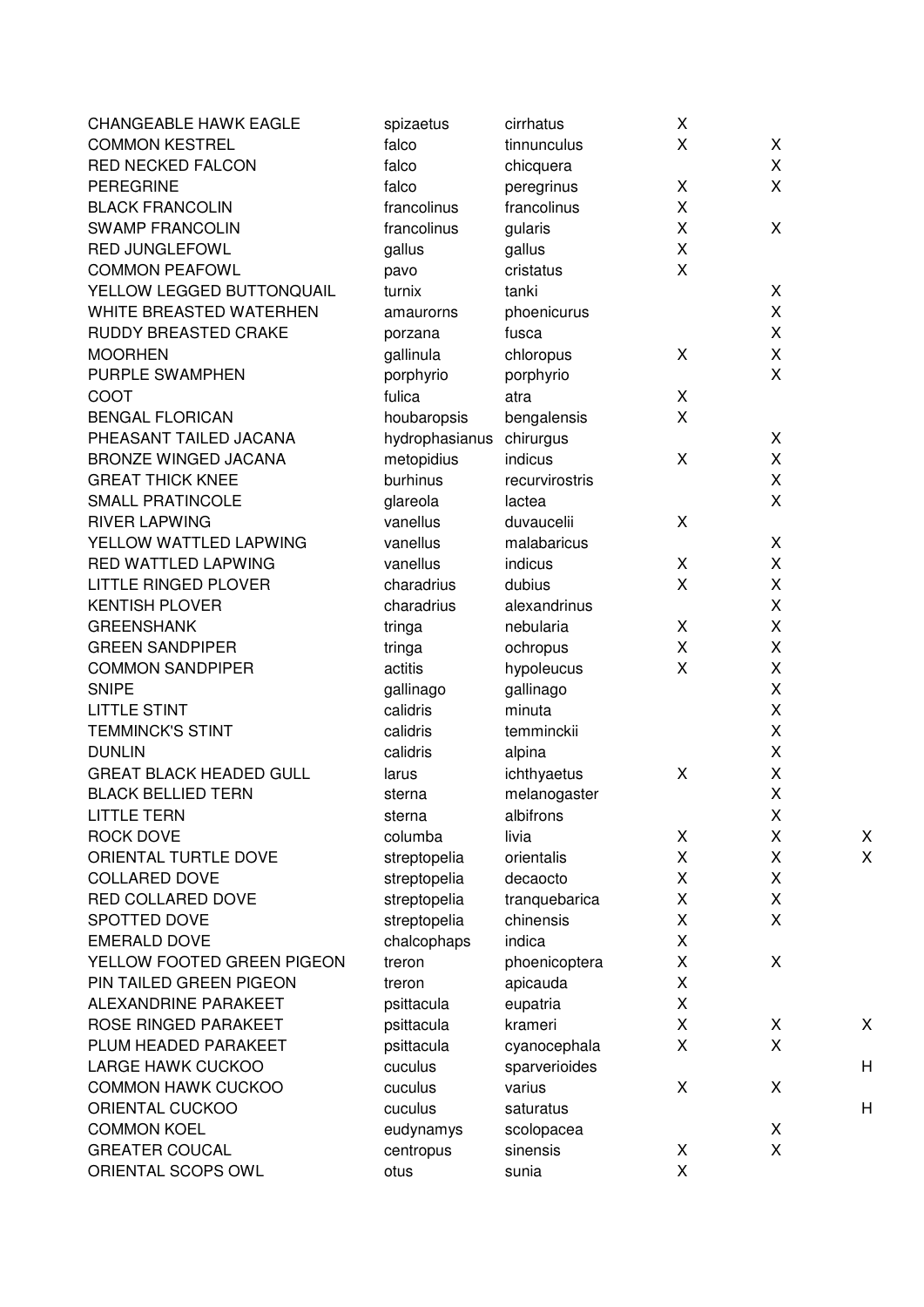| | | | | | |
|---|---|---|---|---|---|
| CHANGEABLE HAWK EAGLE | spizaetus | cirrhatus | X | | |
| COMMON KESTREL | falco | tinnunculus | X | X | |
| RED NECKED FALCON | falco | chicquera | | X | |
| PEREGRINE | falco | peregrinus | X | X | |
| BLACK FRANCOLIN | francolinus | francolinus | X | | |
| SWAMP FRANCOLIN | francolinus | gularis | X | X | |
| RED JUNGLEFOWL | gallus | gallus | X | | |
| COMMON PEAFOWL | pavo | cristatus | X | | |
| YELLOW LEGGED BUTTONQUAIL | turnix | tanki | | X | |
| WHITE BREASTED WATERHEN | amaurorns | phoenicurus | | X | |
| RUDDY BREASTED CRAKE | porzana | fusca | | X | |
| MOORHEN | gallinula | chloropus | X | X | |
| PURPLE SWAMPHEN | porphyrio | porphyrio | | X | |
| COOT | fulica | atra | X | | |
| BENGAL FLORICAN | houbaropsis | bengalensis | X | | |
| PHEASANT TAILED JACANA | hydrophasianus | chirurgus | | X | |
| BRONZE WINGED JACANA | metopidius | indicus | X | X | |
| GREAT THICK KNEE | burhinus | recurvirostris | | X | |
| SMALL PRATINCOLE | glareola | lactea | | X | |
| RIVER LAPWING | vanellus | duvaucelii | X | | |
| YELLOW WATTLED LAPWING | vanellus | malabaricus | | X | |
| RED WATTLED LAPWING | vanellus | indicus | X | X | |
| LITTLE RINGED PLOVER | charadrius | dubius | X | X | |
| KENTISH PLOVER | charadrius | alexandrinus | | X | |
| GREENSHANK | tringa | nebularia | X | X | |
| GREEN SANDPIPER | tringa | ochropus | X | X | |
| COMMON SANDPIPER | actitis | hypoleucus | X | X | |
| SNIPE | gallinago | gallinago | | X | |
| LITTLE STINT | calidris | minuta | | X | |
| TEMMINCK'S STINT | calidris | temminckii | | X | |
| DUNLIN | calidris | alpina | | X | |
| GREAT BLACK HEADED GULL | larus | ichthyaetus | X | X | |
| BLACK BELLIED TERN | sterna | melanogaster | | X | |
| LITTLE TERN | sterna | albifrons | | X | |
| ROCK DOVE | columba | livia | X | X | X |
| ORIENTAL TURTLE DOVE | streptopelia | orientalis | X | X | X |
| COLLARED DOVE | streptopelia | decaocto | X | X | |
| RED COLLARED DOVE | streptopelia | tranquebarica | X | X | |
| SPOTTED DOVE | streptopelia | chinensis | X | X | |
| EMERALD DOVE | chalcophaps | indica | X | | |
| YELLOW FOOTED GREEN PIGEON | treron | phoenicoptera | X | X | |
| PIN TAILED GREEN PIGEON | treron | apicauda | X | | |
| ALEXANDRINE PARAKEET | psittacula | eupatria | X | | |
| ROSE RINGED PARAKEET | psittacula | krameri | X | X | X |
| PLUM HEADED PARAKEET | psittacula | cyanocephala | X | X | |
| LARGE HAWK CUCKOO | cuculus | sparverioides | | | H |
| COMMON HAWK CUCKOO | cuculus | varius | X | X | |
| ORIENTAL CUCKOO | cuculus | saturatus | | | H |
| COMMON KOEL | eudynamys | scolopacea | | X | |
| GREATER COUCAL | centropus | sinensis | X | X | |
| ORIENTAL SCOPS OWL | otus | sunia | X | | |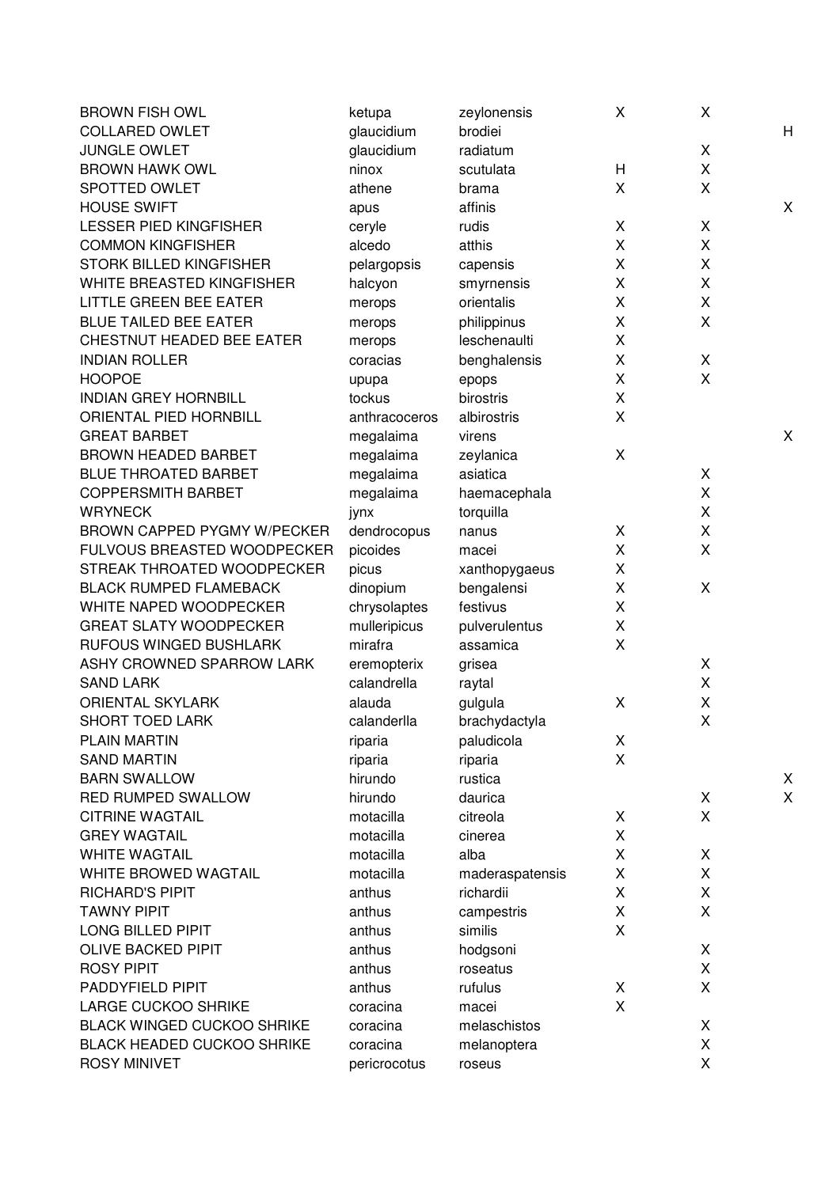| | | | | | |
|---|---|---|---|---|---|
| BROWN FISH OWL | ketupa | zeylonensis | X | X | |
| COLLARED OWLET | glaucidium | brodiei | | | H |
| JUNGLE OWLET | glaucidium | radiatum | | X | |
| BROWN HAWK OWL | ninox | scutulata | H | X | |
| SPOTTED OWLET | athene | brama | X | X | |
| HOUSE SWIFT | apus | affinis | | | X |
| LESSER PIED KINGFISHER | ceryle | rudis | X | X | |
| COMMON KINGFISHER | alcedo | atthis | X | X | |
| STORK BILLED KINGFISHER | pelargopsis | capensis | X | X | |
| WHITE BREASTED KINGFISHER | halcyon | smyrnensis | X | X | |
| LITTLE GREEN BEE EATER | merops | orientalis | X | X | |
| BLUE TAILED BEE EATER | merops | philippinus | X | X | |
| CHESTNUT HEADED BEE EATER | merops | leschenaulti | X | | |
| INDIAN ROLLER | coracias | benghalensis | X | X | |
| HOOPOE | upupa | epops | X | X | |
| INDIAN GREY HORNBILL | tockus | birostris | X | | |
| ORIENTAL PIED HORNBILL | anthracoceros | albirostris | X | | |
| GREAT BARBET | megalaima | virens | | | X |
| BROWN HEADED BARBET | megalaima | zeylanica | X | | |
| BLUE THROATED BARBET | megalaima | asiatica | | X | |
| COPPERSMITH BARBET | megalaima | haemacephala | | X | |
| WRYNECK | jynx | torquilla | | X | |
| BROWN CAPPED PYGMY W/PECKER | dendrocopus | nanus | X | X | |
| FULVOUS BREASTED WOODPECKER | picoides | macei | X | X | |
| STREAK THROATED WOODPECKER | picus | xanthopygaeus | X | | |
| BLACK RUMPED FLAMEBACK | dinopium | bengalensi | X | X | |
| WHITE NAPED WOODPECKER | chrysolaptes | festivus | X | | |
| GREAT SLATY WOODPECKER | mulleripicus | pulverulentus | X | | |
| RUFOUS WINGED BUSHLARK | mirafra | assamica | X | | |
| ASHY CROWNED SPARROW LARK | eremopterix | grisea | | X | |
| SAND LARK | calandrella | raytal | | X | |
| ORIENTAL SKYLARK | alauda | gulgula | X | X | |
| SHORT TOED LARK | calanderlla | brachydactyla | | X | |
| PLAIN MARTIN | riparia | paludicola | X | | |
| SAND MARTIN | riparia | riparia | X | | |
| BARN SWALLOW | hirundo | rustica | | | X |
| RED RUMPED SWALLOW | hirundo | daurica | | X | X |
| CITRINE WAGTAIL | motacilla | citreola | X | X | |
| GREY WAGTAIL | motacilla | cinerea | X | | |
| WHITE WAGTAIL | motacilla | alba | X | X | |
| WHITE BROWED WAGTAIL | motacilla | maderaspatensis | X | X | |
| RICHARD'S PIPIT | anthus | richardii | X | X | |
| TAWNY PIPIT | anthus | campestris | X | X | |
| LONG BILLED PIPIT | anthus | similis | X | | |
| OLIVE BACKED PIPIT | anthus | hodgsoni | | X | |
| ROSY PIPIT | anthus | roseatus | | X | |
| PADDYFIELD PIPIT | anthus | rufulus | X | X | |
| LARGE CUCKOO SHRIKE | coracina | macei | X | | |
| BLACK WINGED CUCKOO SHRIKE | coracina | melaschistos | | X | |
| BLACK HEADED CUCKOO SHRIKE | coracina | melanoptera | | X | |
| ROSY MINIVET | pericrocotus | roseus | | X | |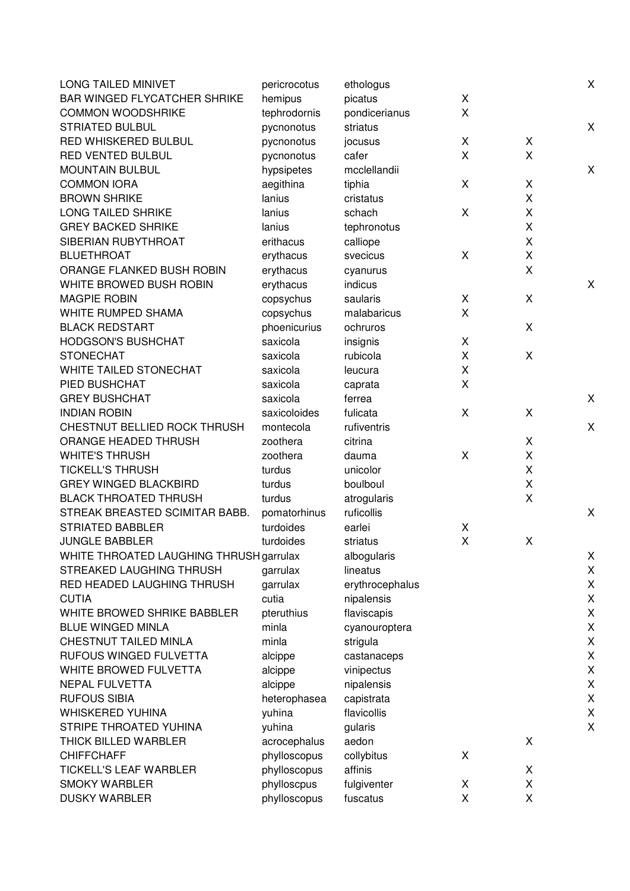| | | | | | |
|---|---|---|---|---|---|
| LONG TAILED MINIVET | pericrocotus | ethologus | | | X |
| BAR WINGED FLYCATCHER SHRIKE | hemipus | picatus | X | | |
| COMMON WOODSHRIKE | tephrodornis | pondicerianus | X | | |
| STRIATED BULBUL | pycnonotus | striatus | | | X |
| RED WHISKERED BULBUL | pycnonotus | jocusus | X | X | |
| RED VENTED BULBUL | pycnonotus | cafer | X | X | |
| MOUNTAIN BULBUL | hypsipetes | mcclellandii | | | X |
| COMMON IORA | aegithina | tiphia | X | X | |
| BROWN SHRIKE | lanius | cristatus | | X | |
| LONG TAILED SHRIKE | lanius | schach | X | X | |
| GREY BACKED SHRIKE | lanius | tephronotus | | X | |
| SIBERIAN RUBYTHROAT | erithacus | calliope | | X | |
| BLUETHROAT | erythacus | svecicus | X | X | |
| ORANGE FLANKED BUSH ROBIN | erythacus | cyanurus | | X | |
| WHITE BROWED BUSH ROBIN | erythacus | indicus | | | X |
| MAGPIE ROBIN | copsychus | saularis | X | X | |
| WHITE RUMPED SHAMA | copsychus | malabaricus | X | | |
| BLACK REDSTART | phoenicurius | ochruros | | X | |
| HODGSON'S BUSHCHAT | saxicola | insignis | X | | |
| STONECHAT | saxicola | rubicola | X | X | |
| WHITE TAILED STONECHAT | saxicola | leucura | X | | |
| PIED BUSHCHAT | saxicola | caprata | X | | |
| GREY BUSHCHAT | saxicola | ferrea | | | X |
| INDIAN ROBIN | saxicoloides | fulicata | X | X | |
| CHESTNUT BELLIED ROCK THRUSH | montecola | rufiventris | | | X |
| ORANGE HEADED THRUSH | zoothera | citrina | | X | |
| WHITE'S THRUSH | zoothera | dauma | X | X | |
| TICKELL'S THRUSH | turdus | unicolor | | X | |
| GREY WINGED BLACKBIRD | turdus | boulboul | | X | |
| BLACK THROATED THRUSH | turdus | atrogularis | | X | |
| STREAK BREASTED SCIMITAR BABB. | pomatorhinus | ruficollis | | | X |
| STRIATED BABBLER | turdoides | earlei | X | | |
| JUNGLE BABBLER | turdoides | striatus | X | X | |
| WHITE THROATED LAUGHING THRUSH | garrulax | albogularis | | | X |
| STREAKED LAUGHING THRUSH | garrulax | lineatus | | | X |
| RED HEADED LAUGHING THRUSH | garrulax | erythrocephalus | | | X |
| CUTIA | cutia | nipalensis | | | X |
| WHITE BROWED SHRIKE BABBLER | pteruthius | flaviscapis | | | X |
| BLUE WINGED MINLA | minla | cyanouroptera | | | X |
| CHESTNUT TAILED MINLA | minla | strigula | | | X |
| RUFOUS WINGED FULVETTA | alcippe | castanaceps | | | X |
| WHITE BROWED FULVETTA | alcippe | vinipectus | | | X |
| NEPAL FULVETTA | alcippe | nipalensis | | | X |
| RUFOUS SIBIA | heterophasea | capistrata | | | X |
| WHISKERED YUHINA | yuhina | flavicollis | | | X |
| STRIPE THROATED YUHINA | yuhina | gularis | | | X |
| THICK BILLED WARBLER | acrocephalus | aedon | | X | |
| CHIFFCHAFF | phylloscopus | collybitus | X | | |
| TICKELL'S LEAF WARBLER | phylloscopus | affinis | | X | |
| SMOKY WARBLER | phylloscpus | fulgiventer | X | X | |
| DUSKY WARBLER | phylloscopus | fuscatus | X | X | |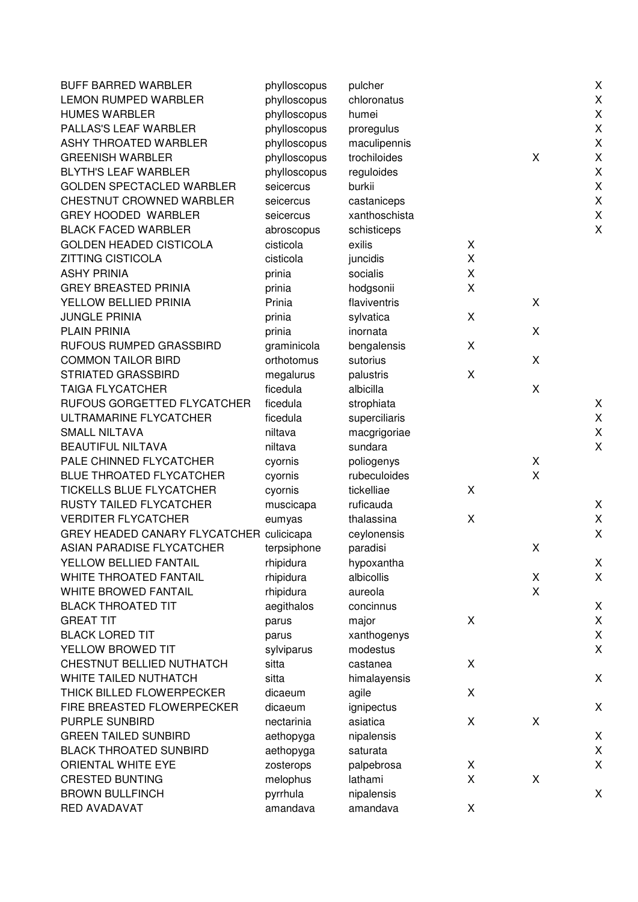| | | | | | |
|---|---|---|---|---|---|
| BUFF BARRED WARBLER | phylloscopus | pulcher | | | X |
| LEMON RUMPED WARBLER | phylloscopus | chloronatus | | | X |
| HUMES WARBLER | phylloscopus | humei | | | X |
| PALLAS'S LEAF WARBLER | phylloscopus | proregulus | | | X |
| ASHY THROATED WARBLER | phylloscopus | maculipennis | | | X |
| GREENISH WARBLER | phylloscopus | trochiloides | | X | X |
| BLYTH'S LEAF WARBLER | phylloscopus | reguloides | | | X |
| GOLDEN SPECTACLED WARBLER | seicercus | burkii | | | X |
| CHESTNUT CROWNED WARBLER | seicercus | castaniceps | | | X |
| GREY HOODED WARBLER | seicercus | xanthoschista | | | X |
| BLACK FACED WARBLER | abroscopus | schisticeps | | | X |
| GOLDEN HEADED CISTICOLA | cisticola | exilis | X | | |
| ZITTING CISTICOLA | cisticola | juncidis | X | | |
| ASHY PRINIA | prinia | socialis | X | | |
| GREY BREASTED PRINIA | prinia | hodgsonii | X | | |
| YELLOW BELLIED PRINIA | Prinia | flaviventris | | X | |
| JUNGLE PRINIA | prinia | sylvatica | X | | |
| PLAIN PRINIA | prinia | inornata | | X | |
| RUFOUS RUMPED GRASSBIRD | graminicola | bengalensis | X | | |
| COMMON TAILOR BIRD | orthotomus | sutorius | | X | |
| STRIATED GRASSBIRD | megalurus | palustris | X | | |
| TAIGA FLYCATCHER | ficedula | albicilla | | X | |
| RUFOUS GORGETTED FLYCATCHER | ficedula | strophiata | | | X |
| ULTRAMARINE FLYCATCHER | ficedula | superciliaris | | | X |
| SMALL NILTAVA | niltava | macgrigoriae | | | X |
| BEAUTIFUL NILTAVA | niltava | sundara | | | X |
| PALE CHINNED FLYCATCHER | cyornis | poliogenys | | X | |
| BLUE THROATED FLYCATCHER | cyornis | rubeculoides | | X | |
| TICKELLS BLUE FLYCATCHER | cyornis | tickelliae | X | | |
| RUSTY TAILED FLYCATCHER | muscicapa | ruficauda | | | X |
| VERDITER FLYCATCHER | eumyas | thalassina | X | | X |
| GREY HEADED CANARY FLYCATCHER | culicicapa | ceylonensis | | | X |
| ASIAN PARADISE FLYCATCHER | terpsiphone | paradisi | | X | |
| YELLOW BELLIED FANTAIL | rhipidura | hypoxantha | | | X |
| WHITE THROATED FANTAIL | rhipidura | albicollis | | X | X |
| WHITE BROWED FANTAIL | rhipidura | aureola | | X | |
| BLACK THROATED TIT | aegithalos | concinnus | | | X |
| GREAT TIT | parus | major | X | | X |
| BLACK LORED TIT | parus | xanthogenys | | | X |
| YELLOW BROWED TIT | sylviparus | modestus | | | X |
| CHESTNUT BELLIED NUTHATCH | sitta | castanea | X | | |
| WHITE TAILED NUTHATCH | sitta | himalayensis | | | X |
| THICK BILLED FLOWERPECKER | dicaeum | agile | X | | |
| FIRE BREASTED FLOWERPECKER | dicaeum | ignipectus | | | X |
| PURPLE SUNBIRD | nectarinia | asiatica | X | X | |
| GREEN TAILED SUNBIRD | aethopyga | nipalensis | | | X |
| BLACK THROATED SUNBIRD | aethopyga | saturata | | | X |
| ORIENTAL WHITE EYE | zosterops | palpebrosa | X | | X |
| CRESTED BUNTING | melophus | lathami | X | X | |
| BROWN BULLFINCH | pyrrhula | nipalensis | | | X |
| RED AVADAVAT | amandava | amandava | X | | |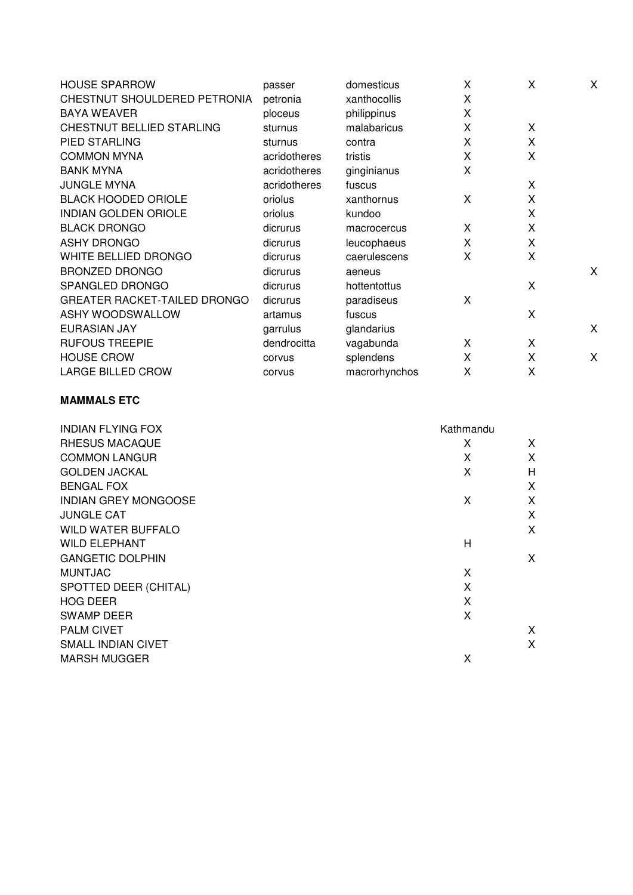| | | | | | |
|---|---|---|---|---|---|
| HOUSE SPARROW | passer | domesticus | X | X | X |
| CHESTNUT SHOULDERED PETRONIA | petronia | xanthocollis | X | | |
| BAYA WEAVER | ploceus | philippinus | X | | |
| CHESTNUT BELLIED STARLING | sturnus | malabaricus | X | X | |
| PIED STARLING | sturnus | contra | X | X | |
| COMMON MYNA | acridotheres | tristis | X | X | |
| BANK MYNA | acridotheres | ginginianus | X | | |
| JUNGLE MYNA | acridotheres | fuscus | | X | |
| BLACK HOODED ORIOLE | oriolus | xanthornus | X | X | |
| INDIAN GOLDEN ORIOLE | oriolus | kundoo | | X | |
| BLACK DRONGO | dicrurus | macrocercus | X | X | |
| ASHY DRONGO | dicrurus | leucophaeus | X | X | |
| WHITE BELLIED DRONGO | dicrurus | caerulescens | X | X | |
| BRONZED DRONGO | dicrurus | aeneus | | | X |
| SPANGLED DRONGO | dicrurus | hottentottus | | X | |
| GREATER RACKET-TAILED DRONGO | dicrurus | paradiseus | X | | |
| ASHY WOODSWALLOW | artamus | fuscus | | X | |
| EURASIAN JAY | garrulus | glandarius | | | X |
| RUFOUS TREEPIE | dendrocitta | vagabunda | X | X | |
| HOUSE CROW | corvus | splendens | X | X | X |
| LARGE BILLED CROW | corvus | macrorhynchos | X | X | |

**MAMMALS ETC**

| | | |
|---|---|---|
| INDIAN FLYING FOX | Kathmandu | |
| RHESUS MACAQUE | X | X |
| COMMON LANGUR | X | X |
| GOLDEN JACKAL | X | H |
| BENGAL FOX | | X |
| INDIAN GREY MONGOOSE | X | X |
| JUNGLE CAT | | X |
| WILD WATER BUFFALO | | X |
| WILD ELEPHANT | H | |
| GANGETIC DOLPHIN | | X |
| MUNTJAC | X | |
| SPOTTED DEER (CHITAL) | X | |
| HOG DEER | X | |
| SWAMP DEER | X | |
| PALM CIVET | | X |
| SMALL INDIAN CIVET | | X |
| MARSH MUGGER | X | |